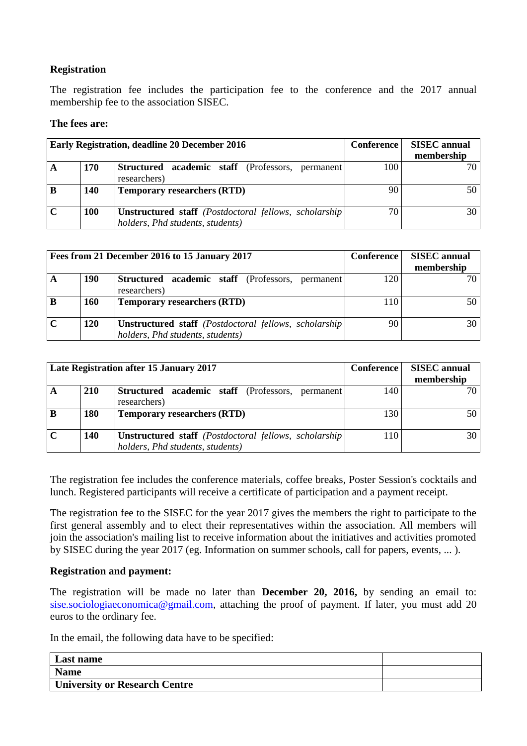**Registration**

The registration fee includes the participation fee to the conference and the 2017 annual membership fee to the association SISEC.

**The fees are:**

| **Early Registration, deadline 20 December 2016** | | | **Conference** | **SISEC annual membership** |
|---|---|---|---|---|
| **A** | **170** | **Structured academic staff** (Professors, permanent researchers) | 100 | 70 |
| **B** | **140** | **Temporary researchers (RTD)** | 90 | 50 |
| **C** | **100** | **Unstructured staff** *(Postdoctoral fellows, scholarship holders, Phd students, students)* | 70 | 30 |

| **Fees from 21 December 2016 to 15 January 2017** | | | **Conference** | **SISEC annual membership** |
|---|---|---|---|---|
| **A** | **190** | **Structured academic staff** (Professors, permanent researchers) | 120 | 70 |
| **B** | **160** | **Temporary researchers (RTD)** | 110 | 50 |
| **C** | **120** | **Unstructured staff** *(Postdoctoral fellows, scholarship holders, Phd students, students)* | 90 | 30 |

| **Late Registration after 15 January 2017** | | | **Conference** | **SISEC annual membership** |
|---|---|---|---|---|
| **A** | **210** | **Structured academic staff** (Professors, permanent researchers) | 140 | 70 |
| **B** | **180** | **Temporary researchers (RTD)** | 130 | 50 |
| **C** | **140** | **Unstructured staff** *(Postdoctoral fellows, scholarship holders, Phd students, students)* | 110 | 30 |

The registration fee includes the conference materials, coffee breaks, Poster Session's cocktails and lunch. Registered participants will receive a certificate of participation and a payment receipt.

The registration fee to the SISEC for the year 2017 gives the members the right to participate to the first general assembly and to elect their representatives within the association. All members will join the association's mailing list to receive information about the initiatives and activities promoted by SISEC during the year 2017 (eg. Information on summer schools, call for papers, events, ... ).

**Registration and payment:**

The registration will be made no later than **December 20, 2016,** by sending an email to: sise.sociologiaeconomica@gmail.com, attaching the proof of payment. If later, you must add 20 euros to the ordinary fee.

In the email, the following data have to be specified:

| **Last name** | |
|---|---|
| **Name** | |
| **University or Research Centre** | |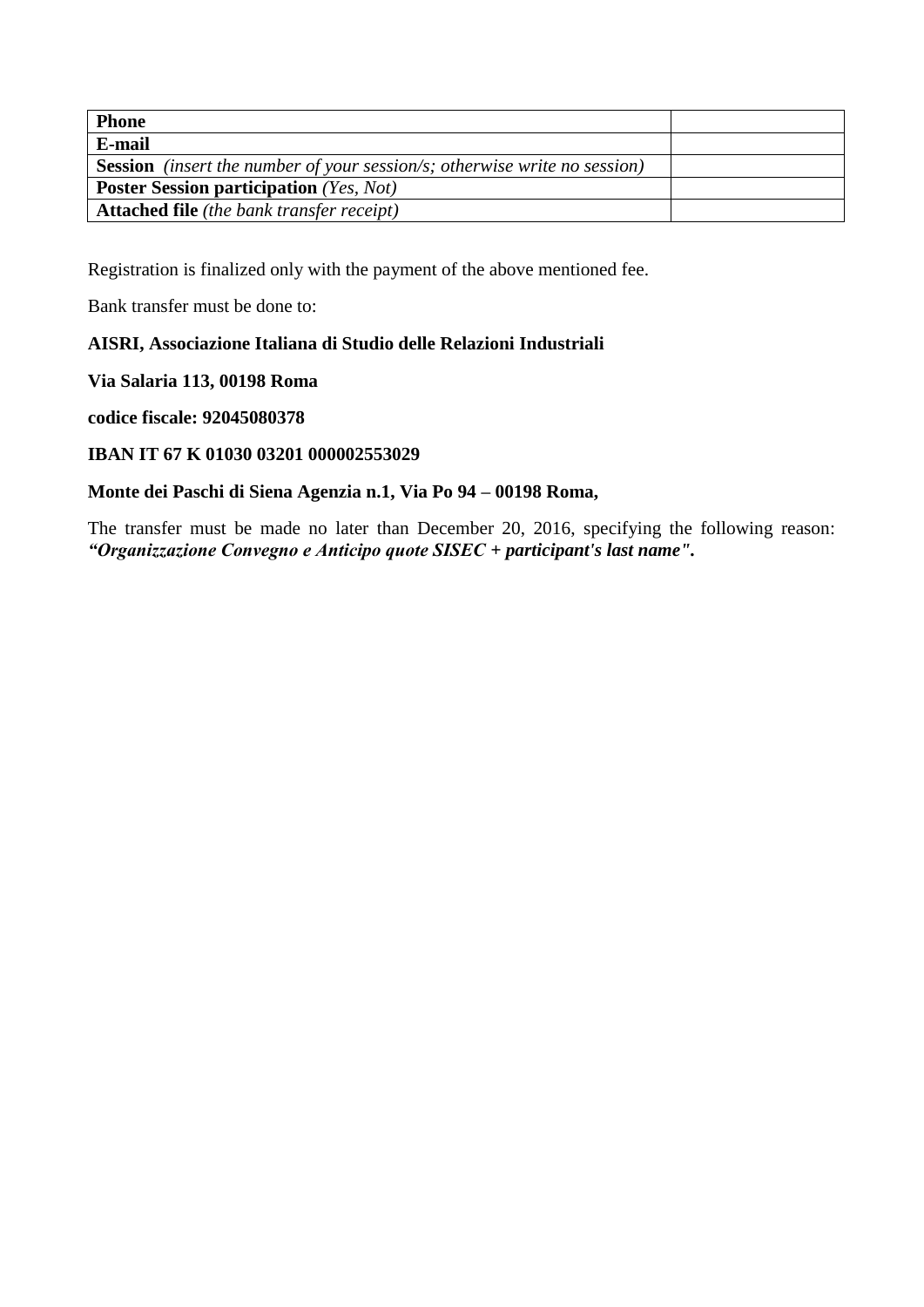| | |
|---|---|
| **Phone** | |
| **E-mail** | |
| **Session** *(insert the number of your session/s; otherwise write no session)* | |
| **Poster Session participation** *(Yes, Not)* | |
| **Attached file** *(the bank transfer receipt)* | |

Registration is finalized only with the payment of the above mentioned fee.

Bank transfer must be done to:

**AISRI, Associazione Italiana di Studio delle Relazioni Industriali**

**Via Salaria 113, 00198 Roma**

**codice fiscale: 92045080378**

**IBAN IT 67 K 01030 03201 000002553029**

**Monte dei Paschi di Siena Agenzia n.1, Via Po 94 – 00198 Roma,**

The transfer must be made no later than December 20, 2016, specifying the following reason: ***"Organizzazione Convegno e Anticipo quote SISEC + participant's last name"*.**